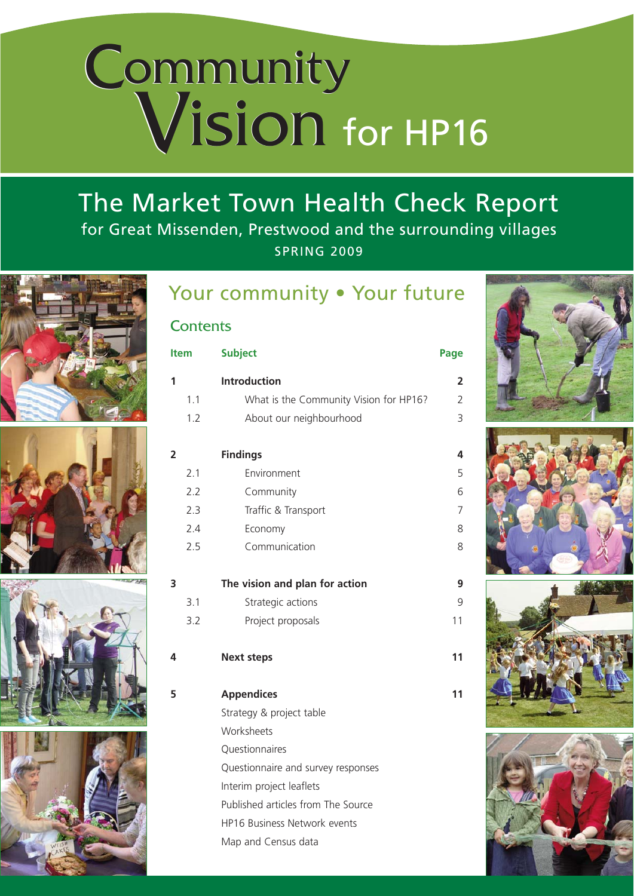# Community Vision for HP16

## The Market Town Health Check Report

for Great Missenden, Prestwood and the surrounding villages

SPRING 2009

## Your community • Your future

### Contents

| Item | Subject | Page |
|---|---|---|
| **1** | **Introduction** | **2** |
| 1.1 | What is the Community Vision for HP16? | 2 |
| 1.2 | About our neighbourhood | 3 |
| **2** | **Findings** | **4** |
| 2.1 | Environment | 5 |
| 2.2 | Community | 6 |
| 2.3 | Traffic & Transport | 7 |
| 2.4 | Economy | 8 |
| 2.5 | Communication | 8 |
| **3** | **The vision and plan for action** | **9** |
| 3.1 | Strategic actions | 9 |
| 3.2 | Project proposals | 11 |
| **4** | **Next steps** | **11** |
| **5** | **Appendices** | **11** |
| | Strategy & project table | |
| | Worksheets | |
| | Questionnaires | |
| | Questionnaire and survey responses | |
| | Interim project leaflets | |
| | Published articles from The Source | |
| | HP16 Business Network events | |
| | Map and Census data | |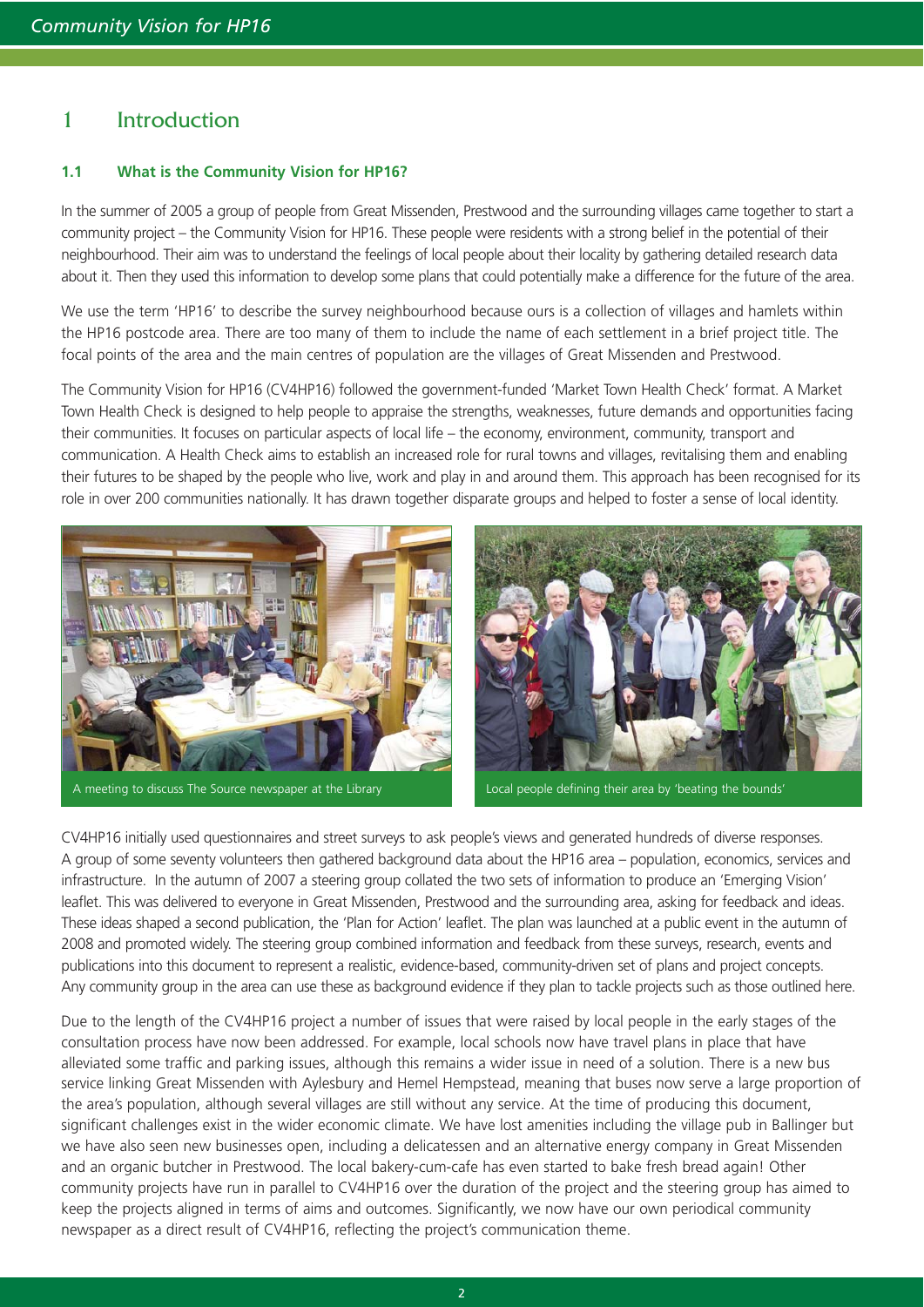# 1 Introduction

### 1.1 What is the Community Vision for HP16?

In the summer of 2005 a group of people from Great Missenden, Prestwood and the surrounding villages came together to start a community project – the Community Vision for HP16. These people were residents with a strong belief in the potential of their neighbourhood. Their aim was to understand the feelings of local people about their locality by gathering detailed research data about it. Then they used this information to develop some plans that could potentially make a difference for the future of the area.

We use the term 'HP16' to describe the survey neighbourhood because ours is a collection of villages and hamlets within the HP16 postcode area. There are too many of them to include the name of each settlement in a brief project title. The focal points of the area and the main centres of population are the villages of Great Missenden and Prestwood.

The Community Vision for HP16 (CV4HP16) followed the government-funded 'Market Town Health Check' format. A Market Town Health Check is designed to help people to appraise the strengths, weaknesses, future demands and opportunities facing their communities. It focuses on particular aspects of local life – the economy, environment, community, transport and communication. A Health Check aims to establish an increased role for rural towns and villages, revitalising them and enabling their futures to be shaped by the people who live, work and play in and around them. This approach has been recognised for its role in over 200 communities nationally. It has drawn together disparate groups and helped to foster a sense of local identity.

A meeting to discuss The Source newspaper at the Library

Local people defining their area by 'beating the bounds'

CV4HP16 initially used questionnaires and street surveys to ask people's views and generated hundreds of diverse responses. A group of some seventy volunteers then gathered background data about the HP16 area – population, economics, services and infrastructure. In the autumn of 2007 a steering group collated the two sets of information to produce an 'Emerging Vision' leaflet. This was delivered to everyone in Great Missenden, Prestwood and the surrounding area, asking for feedback and ideas. These ideas shaped a second publication, the 'Plan for Action' leaflet. The plan was launched at a public event in the autumn of 2008 and promoted widely. The steering group combined information and feedback from these surveys, research, events and publications into this document to represent a realistic, evidence-based, community-driven set of plans and project concepts. Any community group in the area can use these as background evidence if they plan to tackle projects such as those outlined here.

Due to the length of the CV4HP16 project a number of issues that were raised by local people in the early stages of the consultation process have now been addressed. For example, local schools now have travel plans in place that have alleviated some traffic and parking issues, although this remains a wider issue in need of a solution. There is a new bus service linking Great Missenden with Aylesbury and Hemel Hempstead, meaning that buses now serve a large proportion of the area's population, although several villages are still without any service. At the time of producing this document, significant challenges exist in the wider economic climate. We have lost amenities including the village pub in Ballinger but we have also seen new businesses open, including a delicatessen and an alternative energy company in Great Missenden and an organic butcher in Prestwood. The local bakery-cum-cafe has even started to bake fresh bread again! Other community projects have run in parallel to CV4HP16 over the duration of the project and the steering group has aimed to keep the projects aligned in terms of aims and outcomes. Significantly, we now have our own periodical community newspaper as a direct result of CV4HP16, reflecting the project's communication theme.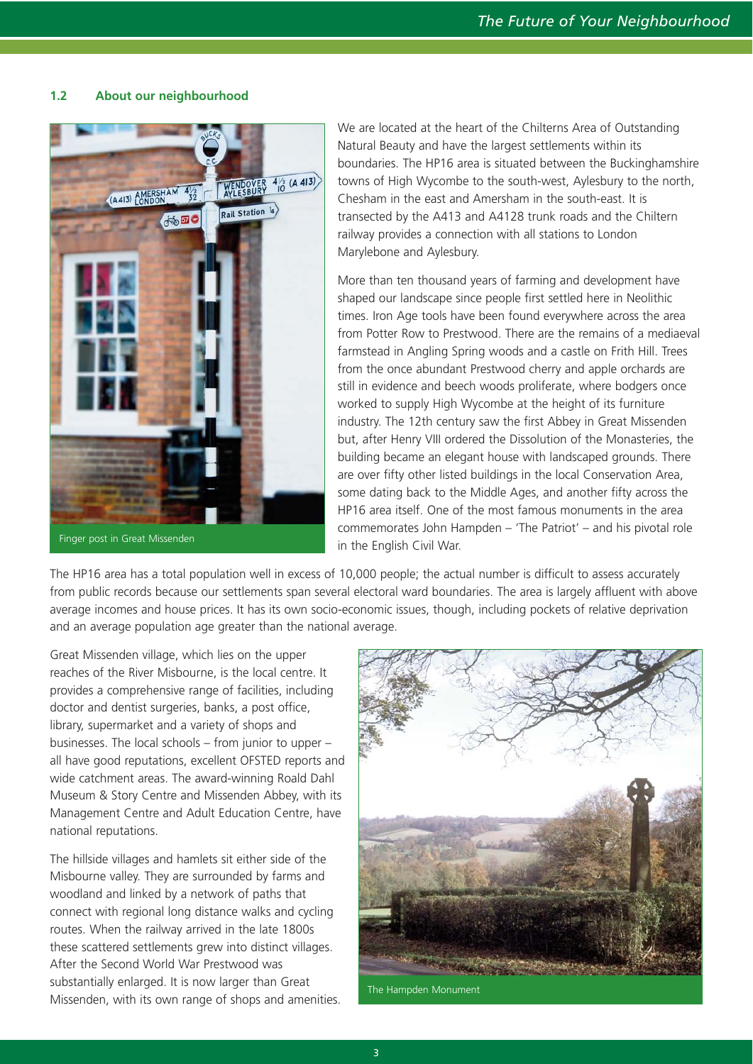## 1.2 About our neighbourhood

We are located at the heart of the Chilterns Area of Outstanding Natural Beauty and have the largest settlements within its boundaries. The HP16 area is situated between the Buckinghamshire towns of High Wycombe to the south-west, Aylesbury to the north, Chesham in the east and Amersham in the south-east. It is transected by the A413 and A4128 trunk roads and the Chiltern railway provides a connection with all stations to London Marylebone and Aylesbury.

More than ten thousand years of farming and development have shaped our landscape since people first settled here in Neolithic times. Iron Age tools have been found everywhere across the area from Potter Row to Prestwood. There are the remains of a mediaeval farmstead in Angling Spring woods and a castle on Frith Hill. Trees from the once abundant Prestwood cherry and apple orchards are still in evidence and beech woods proliferate, where bodgers once worked to supply High Wycombe at the height of its furniture industry. The 12th century saw the first Abbey in Great Missenden but, after Henry VIII ordered the Dissolution of the Monasteries, the building became an elegant house with landscaped grounds. There are over fifty other listed buildings in the local Conservation Area, some dating back to the Middle Ages, and another fifty across the HP16 area itself. One of the most famous monuments in the area commemorates John Hampden – 'The Patriot' – and his pivotal role in the English Civil War.

Finger post in Great Missenden

The HP16 area has a total population well in excess of 10,000 people; the actual number is difficult to assess accurately from public records because our settlements span several electoral ward boundaries. The area is largely affluent with above average incomes and house prices. It has its own socio-economic issues, though, including pockets of relative deprivation and an average population age greater than the national average.

Great Missenden village, which lies on the upper reaches of the River Misbourne, is the local centre. It provides a comprehensive range of facilities, including doctor and dentist surgeries, banks, a post office, library, supermarket and a variety of shops and businesses. The local schools – from junior to upper – all have good reputations, excellent OFSTED reports and wide catchment areas. The award-winning Roald Dahl Museum & Story Centre and Missenden Abbey, with its Management Centre and Adult Education Centre, have national reputations.

The hillside villages and hamlets sit either side of the Misbourne valley. They are surrounded by farms and woodland and linked by a network of paths that connect with regional long distance walks and cycling routes. When the railway arrived in the late 1800s these scattered settlements grew into distinct villages. After the Second World War Prestwood was substantially enlarged. It is now larger than Great Missenden, with its own range of shops and amenities.

The Hampden Monument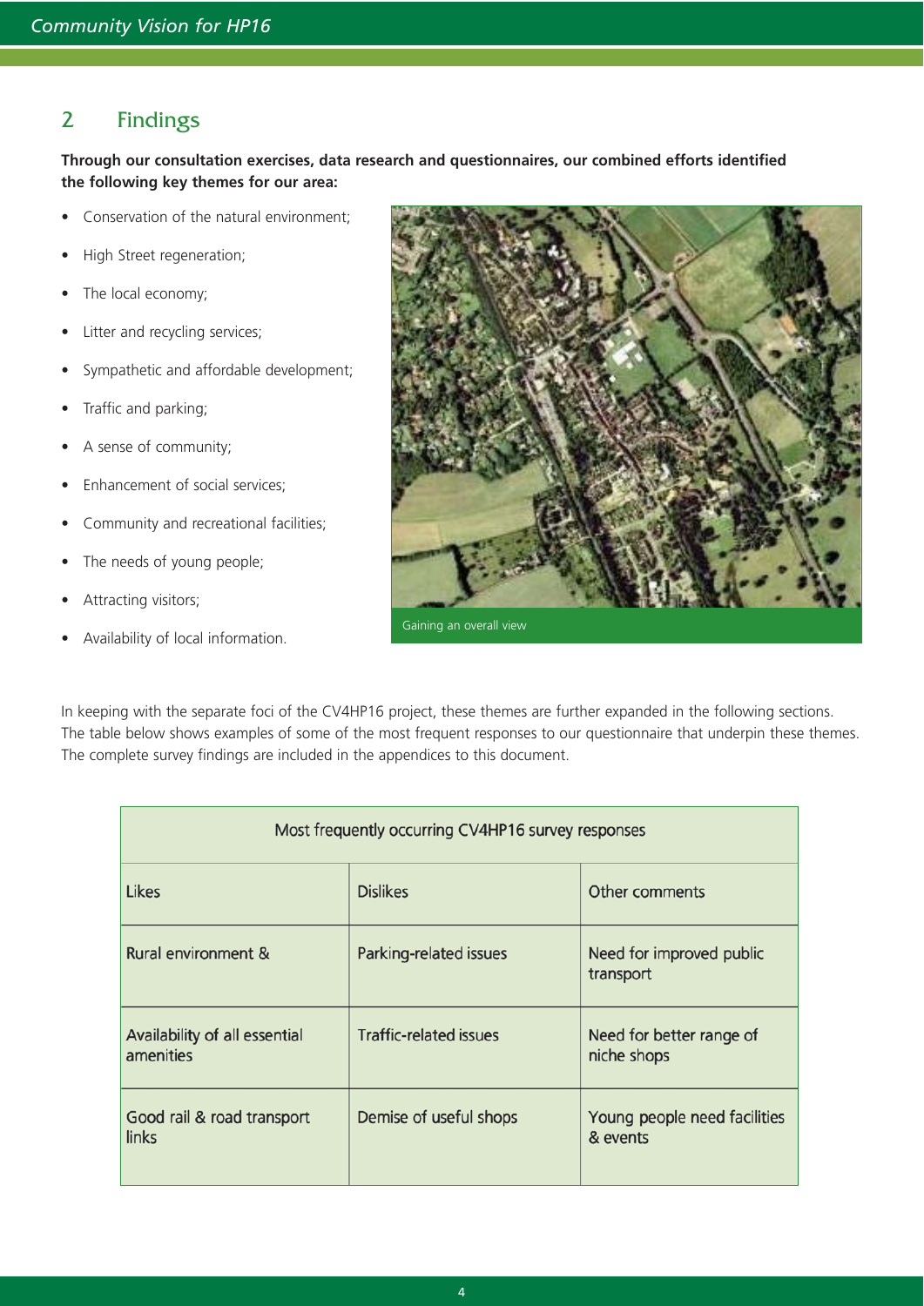## 2 Findings

**Through our consultation exercises, data research and questionnaires, our combined efforts identified the following key themes for our area:**

- Conservation of the natural environment;
- High Street regeneration;
- The local economy;
- Litter and recycling services;
- Sympathetic and affordable development;
- Traffic and parking;
- A sense of community;
- Enhancement of social services;
- Community and recreational facilities;
- The needs of young people;
- Attracting visitors;
- Availability of local information.

Gaining an overall view

In keeping with the separate foci of the CV4HP16 project, these themes are further expanded in the following sections. The table below shows examples of some of the most frequent responses to our questionnaire that underpin these themes. The complete survey findings are included in the appendices to this document.

| Most frequently occurring CV4HP16 survey responses | | |
|---|---|---|
| Likes | Dislikes | Other comments |
| Rural environment & | Parking-related issues | Need for improved public transport |
| Availability of all essential amenities | Traffic-related issues | Need for better range of niche shops |
| Good rail & road transport links | Demise of useful shops | Young people need facilities & events |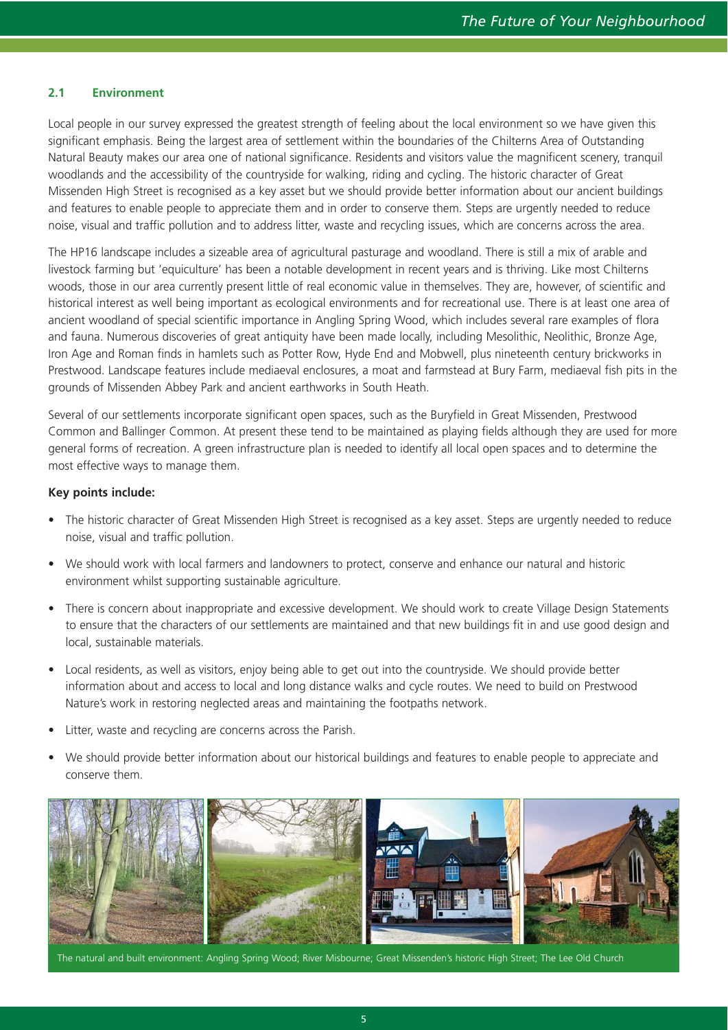## 2.1 Environment

Local people in our survey expressed the greatest strength of feeling about the local environment so we have given this significant emphasis. Being the largest area of settlement within the boundaries of the Chilterns Area of Outstanding Natural Beauty makes our area one of national significance. Residents and visitors value the magnificent scenery, tranquil woodlands and the accessibility of the countryside for walking, riding and cycling. The historic character of Great Missenden High Street is recognised as a key asset but we should provide better information about our ancient buildings and features to enable people to appreciate them and in order to conserve them. Steps are urgently needed to reduce noise, visual and traffic pollution and to address litter, waste and recycling issues, which are concerns across the area.

The HP16 landscape includes a sizeable area of agricultural pasturage and woodland. There is still a mix of arable and livestock farming but 'equiculture' has been a notable development in recent years and is thriving. Like most Chilterns woods, those in our area currently present little of real economic value in themselves. They are, however, of scientific and historical interest as well being important as ecological environments and for recreational use. There is at least one area of ancient woodland of special scientific importance in Angling Spring Wood, which includes several rare examples of flora and fauna. Numerous discoveries of great antiquity have been made locally, including Mesolithic, Neolithic, Bronze Age, Iron Age and Roman finds in hamlets such as Potter Row, Hyde End and Mobwell, plus nineteenth century brickworks in Prestwood. Landscape features include mediaeval enclosures, a moat and farmstead at Bury Farm, mediaeval fish pits in the grounds of Missenden Abbey Park and ancient earthworks in South Heath.

Several of our settlements incorporate significant open spaces, such as the Buryfield in Great Missenden, Prestwood Common and Ballinger Common. At present these tend to be maintained as playing fields although they are used for more general forms of recreation. A green infrastructure plan is needed to identify all local open spaces and to determine the most effective ways to manage them.

**Key points include:**

- The historic character of Great Missenden High Street is recognised as a key asset. Steps are urgently needed to reduce noise, visual and traffic pollution.
- We should work with local farmers and landowners to protect, conserve and enhance our natural and historic environment whilst supporting sustainable agriculture.
- There is concern about inappropriate and excessive development. We should work to create Village Design Statements to ensure that the characters of our settlements are maintained and that new buildings fit in and use good design and local, sustainable materials.
- Local residents, as well as visitors, enjoy being able to get out into the countryside. We should provide better information about and access to local and long distance walks and cycle routes. We need to build on Prestwood Nature's work in restoring neglected areas and maintaining the footpaths network.
- Litter, waste and recycling are concerns across the Parish.
- We should provide better information about our historical buildings and features to enable people to appreciate and conserve them.

The natural and built environment: Angling Spring Wood; River Misbourne; Great Missenden's historic High Street; The Lee Old Church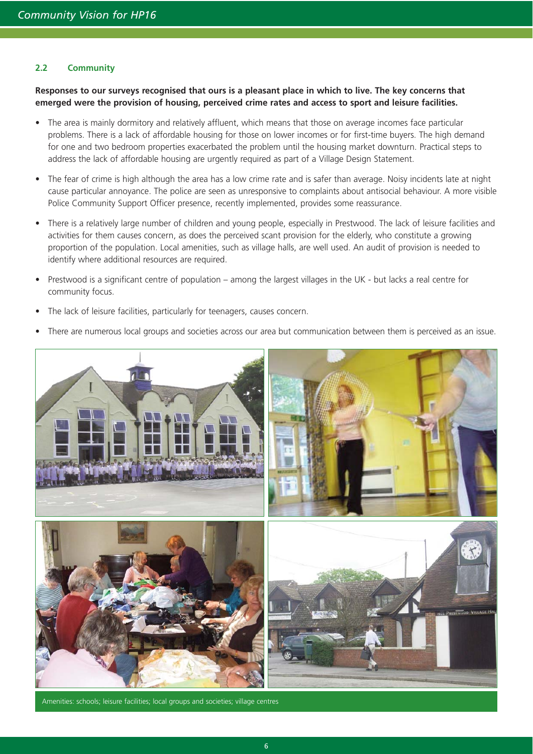## 2.2 Community

**Responses to our surveys recognised that ours is a pleasant place in which to live. The key concerns that emerged were the provision of housing, perceived crime rates and access to sport and leisure facilities.**

- The area is mainly dormitory and relatively affluent, which means that those on average incomes face particular problems. There is a lack of affordable housing for those on lower incomes or for first-time buyers. The high demand for one and two bedroom properties exacerbated the problem until the housing market downturn. Practical steps to address the lack of affordable housing are urgently required as part of a Village Design Statement.
- The fear of crime is high although the area has a low crime rate and is safer than average. Noisy incidents late at night cause particular annoyance. The police are seen as unresponsive to complaints about antisocial behaviour. A more visible Police Community Support Officer presence, recently implemented, provides some reassurance.
- There is a relatively large number of children and young people, especially in Prestwood. The lack of leisure facilities and activities for them causes concern, as does the perceived scant provision for the elderly, who constitute a growing proportion of the population. Local amenities, such as village halls, are well used. An audit of provision is needed to identify where additional resources are required.
- Prestwood is a significant centre of population – among the largest villages in the UK - but lacks a real centre for community focus.
- The lack of leisure facilities, particularly for teenagers, causes concern.
- There are numerous local groups and societies across our area but communication between them is perceived as an issue.

Amenities: schools; leisure facilities; local groups and societies; village centres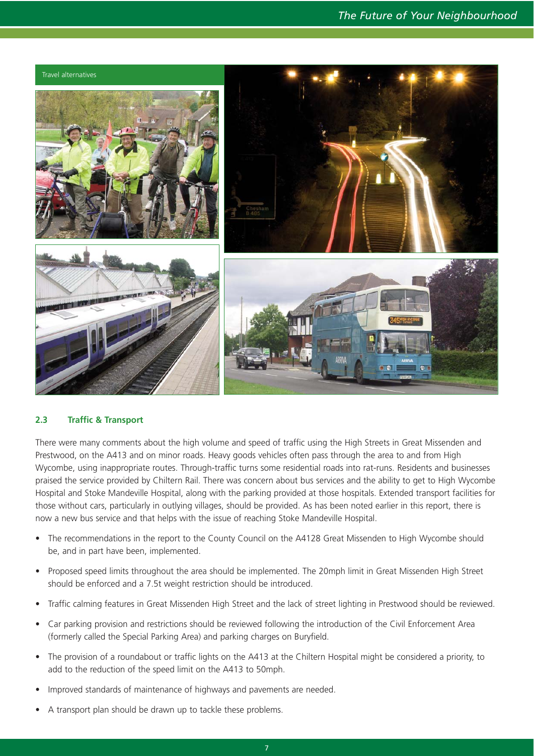Travel alternatives

## 2.3 Traffic & Transport

There were many comments about the high volume and speed of traffic using the High Streets in Great Missenden and Prestwood, on the A413 and on minor roads. Heavy goods vehicles often pass through the area to and from High Wycombe, using inappropriate routes. Through-traffic turns some residential roads into rat-runs. Residents and businesses praised the service provided by Chiltern Rail. There was concern about bus services and the ability to get to High Wycombe Hospital and Stoke Mandeville Hospital, along with the parking provided at those hospitals. Extended transport facilities for those without cars, particularly in outlying villages, should be provided. As has been noted earlier in this report, there is now a new bus service and that helps with the issue of reaching Stoke Mandeville Hospital.

- The recommendations in the report to the County Council on the A4128 Great Missenden to High Wycombe should be, and in part have been, implemented.
- Proposed speed limits throughout the area should be implemented. The 20mph limit in Great Missenden High Street should be enforced and a 7.5t weight restriction should be introduced.
- Traffic calming features in Great Missenden High Street and the lack of street lighting in Prestwood should be reviewed.
- Car parking provision and restrictions should be reviewed following the introduction of the Civil Enforcement Area (formerly called the Special Parking Area) and parking charges on Buryfield.
- The provision of a roundabout or traffic lights on the A413 at the Chiltern Hospital might be considered a priority, to add to the reduction of the speed limit on the A413 to 50mph.
- Improved standards of maintenance of highways and pavements are needed.
- A transport plan should be drawn up to tackle these problems.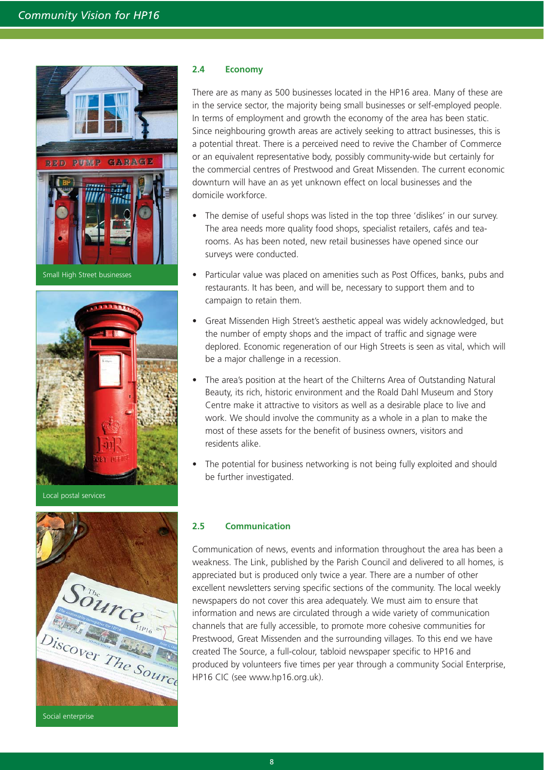Small High Street businesses

Local postal services

Social enterprise

## 2.4 Economy

There are as many as 500 businesses located in the HP16 area. Many of these are in the service sector, the majority being small businesses or self-employed people. In terms of employment and growth the economy of the area has been static. Since neighbouring growth areas are actively seeking to attract businesses, this is a potential threat. There is a perceived need to revive the Chamber of Commerce or an equivalent representative body, possibly community-wide but certainly for the commercial centres of Prestwood and Great Missenden. The current economic downturn will have an as yet unknown effect on local businesses and the domicile workforce.

- The demise of useful shops was listed in the top three 'dislikes' in our survey. The area needs more quality food shops, specialist retailers, cafés and tea-rooms. As has been noted, new retail businesses have opened since our surveys were conducted.
- Particular value was placed on amenities such as Post Offices, banks, pubs and restaurants. It has been, and will be, necessary to support them and to campaign to retain them.
- Great Missenden High Street's aesthetic appeal was widely acknowledged, but the number of empty shops and the impact of traffic and signage were deplored. Economic regeneration of our High Streets is seen as vital, which will be a major challenge in a recession.
- The area's position at the heart of the Chilterns Area of Outstanding Natural Beauty, its rich, historic environment and the Roald Dahl Museum and Story Centre make it attractive to visitors as well as a desirable place to live and work. We should involve the community as a whole in a plan to make the most of these assets for the benefit of business owners, visitors and residents alike.
- The potential for business networking is not being fully exploited and should be further investigated.

## 2.5 Communication

Communication of news, events and information throughout the area has been a weakness. The Link, published by the Parish Council and delivered to all homes, is appreciated but is produced only twice a year. There are a number of other excellent newsletters serving specific sections of the community. The local weekly newspapers do not cover this area adequately. We must aim to ensure that information and news are circulated through a wide variety of communication channels that are fully accessible, to promote more cohesive communities for Prestwood, Great Missenden and the surrounding villages. To this end we have created The Source, a full-colour, tabloid newspaper specific to HP16 and produced by volunteers five times per year through a community Social Enterprise, HP16 CIC (see www.hp16.org.uk).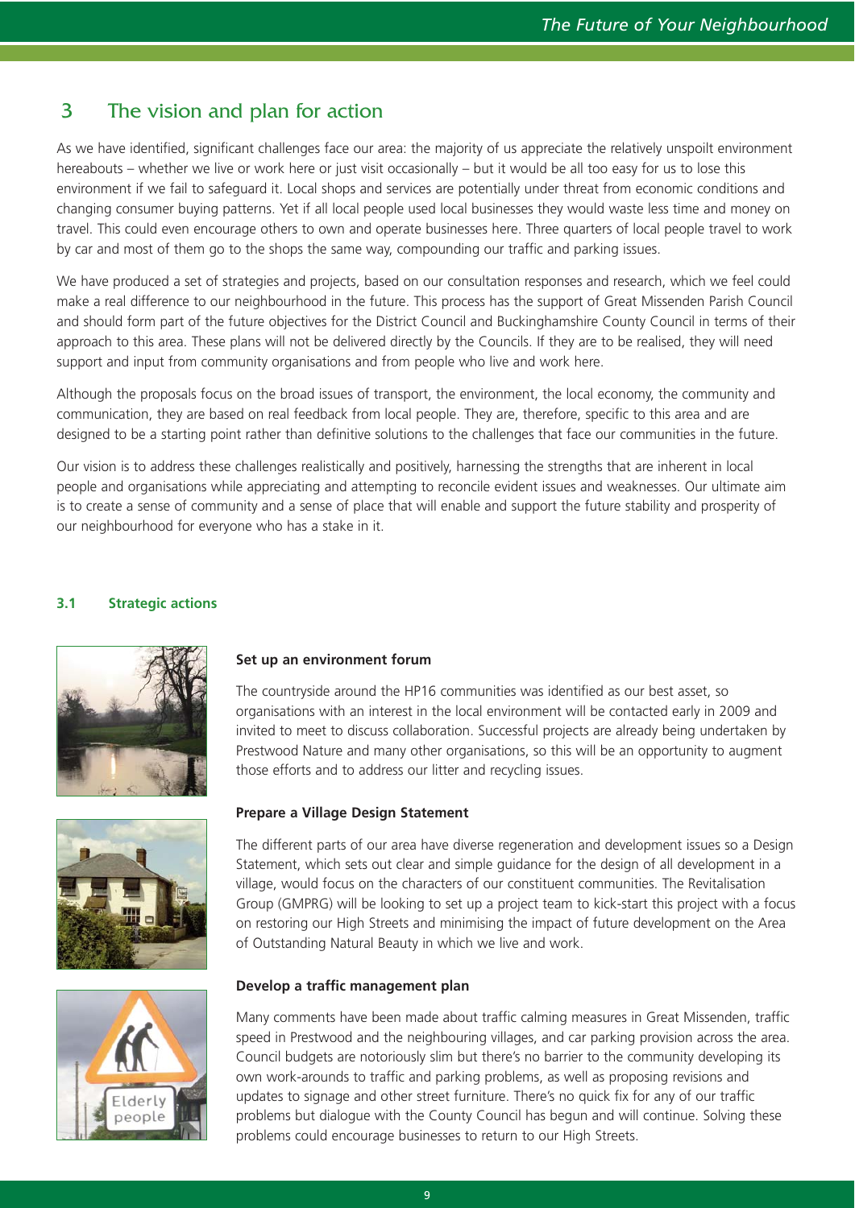## 3 The vision and plan for action

As we have identified, significant challenges face our area: the majority of us appreciate the relatively unspoilt environment hereabouts – whether we live or work here or just visit occasionally – but it would be all too easy for us to lose this environment if we fail to safeguard it. Local shops and services are potentially under threat from economic conditions and changing consumer buying patterns. Yet if all local people used local businesses they would waste less time and money on travel. This could even encourage others to own and operate businesses here. Three quarters of local people travel to work by car and most of them go to the shops the same way, compounding our traffic and parking issues.

We have produced a set of strategies and projects, based on our consultation responses and research, which we feel could make a real difference to our neighbourhood in the future. This process has the support of Great Missenden Parish Council and should form part of the future objectives for the District Council and Buckinghamshire County Council in terms of their approach to this area. These plans will not be delivered directly by the Councils. If they are to be realised, they will need support and input from community organisations and from people who live and work here.

Although the proposals focus on the broad issues of transport, the environment, the local economy, the community and communication, they are based on real feedback from local people. They are, therefore, specific to this area and are designed to be a starting point rather than definitive solutions to the challenges that face our communities in the future.

Our vision is to address these challenges realistically and positively, harnessing the strengths that are inherent in local people and organisations while appreciating and attempting to reconcile evident issues and weaknesses. Our ultimate aim is to create a sense of community and a sense of place that will enable and support the future stability and prosperity of our neighbourhood for everyone who has a stake in it.

### 3.1 Strategic actions

**Set up an environment forum**

The countryside around the HP16 communities was identified as our best asset, so organisations with an interest in the local environment will be contacted early in 2009 and invited to meet to discuss collaboration. Successful projects are already being undertaken by Prestwood Nature and many other organisations, so this will be an opportunity to augment those efforts and to address our litter and recycling issues.

**Prepare a Village Design Statement**

The different parts of our area have diverse regeneration and development issues so a Design Statement, which sets out clear and simple guidance for the design of all development in a village, would focus on the characters of our constituent communities. The Revitalisation Group (GMPRG) will be looking to set up a project team to kick-start this project with a focus on restoring our High Streets and minimising the impact of future development on the Area of Outstanding Natural Beauty in which we live and work.

**Develop a traffic management plan**

Many comments have been made about traffic calming measures in Great Missenden, traffic speed in Prestwood and the neighbouring villages, and car parking provision across the area. Council budgets are notoriously slim but there's no barrier to the community developing its own work-arounds to traffic and parking problems, as well as proposing revisions and updates to signage and other street furniture. There's no quick fix for any of our traffic problems but dialogue with the County Council has begun and will continue. Solving these problems could encourage businesses to return to our High Streets.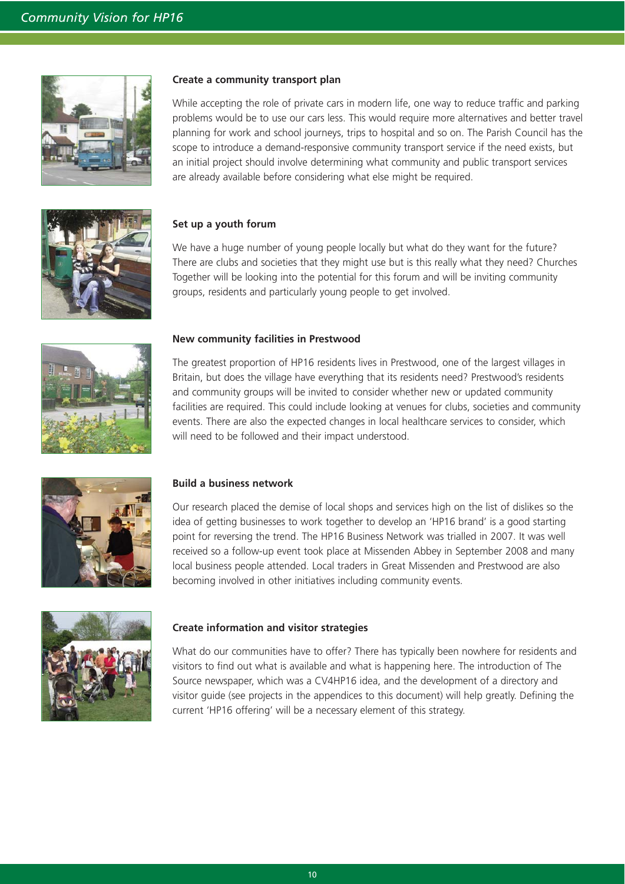### Create a community transport plan

While accepting the role of private cars in modern life, one way to reduce traffic and parking problems would be to use our cars less. This would require more alternatives and better travel planning for work and school journeys, trips to hospital and so on. The Parish Council has the scope to introduce a demand-responsive community transport service if the need exists, but an initial project should involve determining what community and public transport services are already available before considering what else might be required.

### Set up a youth forum

We have a huge number of young people locally but what do they want for the future? There are clubs and societies that they might use but is this really what they need? Churches Together will be looking into the potential for this forum and will be inviting community groups, residents and particularly young people to get involved.

### New community facilities in Prestwood

The greatest proportion of HP16 residents lives in Prestwood, one of the largest villages in Britain, but does the village have everything that its residents need? Prestwood's residents and community groups will be invited to consider whether new or updated community facilities are required. This could include looking at venues for clubs, societies and community events. There are also the expected changes in local healthcare services to consider, which will need to be followed and their impact understood.

### Build a business network

Our research placed the demise of local shops and services high on the list of dislikes so the idea of getting businesses to work together to develop an 'HP16 brand' is a good starting point for reversing the trend. The HP16 Business Network was trialled in 2007. It was well received so a follow-up event took place at Missenden Abbey in September 2008 and many local business people attended. Local traders in Great Missenden and Prestwood are also becoming involved in other initiatives including community events.

### Create information and visitor strategies

What do our communities have to offer? There has typically been nowhere for residents and visitors to find out what is available and what is happening here. The introduction of The Source newspaper, which was a CV4HP16 idea, and the development of a directory and visitor guide (see projects in the appendices to this document) will help greatly. Defining the current 'HP16 offering' will be a necessary element of this strategy.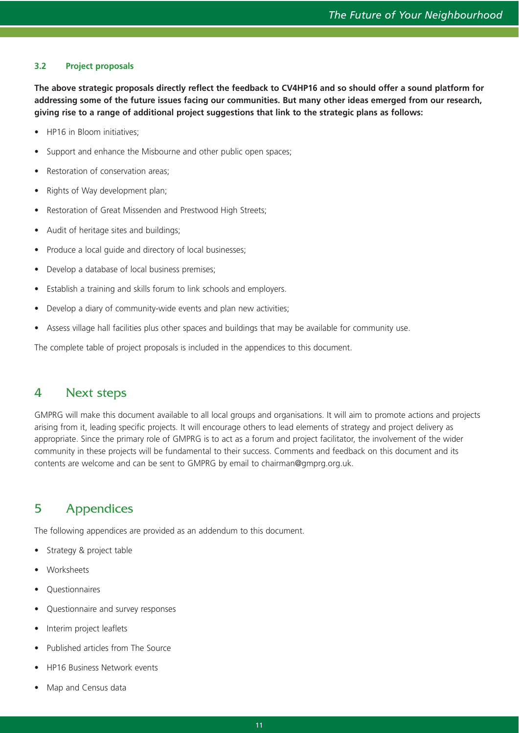### 3.2 Project proposals

**The above strategic proposals directly reflect the feedback to CV4HP16 and so should offer a sound platform for addressing some of the future issues facing our communities. But many other ideas emerged from our research, giving rise to a range of additional project suggestions that link to the strategic plans as follows:**

- HP16 in Bloom initiatives;
- Support and enhance the Misbourne and other public open spaces;
- Restoration of conservation areas;
- Rights of Way development plan;
- Restoration of Great Missenden and Prestwood High Streets;
- Audit of heritage sites and buildings;
- Produce a local guide and directory of local businesses;
- Develop a database of local business premises;
- Establish a training and skills forum to link schools and employers.
- Develop a diary of community-wide events and plan new activities;
- Assess village hall facilities plus other spaces and buildings that may be available for community use.

The complete table of project proposals is included in the appendices to this document.

## 4 Next steps

GMPRG will make this document available to all local groups and organisations. It will aim to promote actions and projects arising from it, leading specific projects. It will encourage others to lead elements of strategy and project delivery as appropriate. Since the primary role of GMPRG is to act as a forum and project facilitator, the involvement of the wider community in these projects will be fundamental to their success. Comments and feedback on this document and its contents are welcome and can be sent to GMPRG by email to chairman@gmprg.org.uk.

## 5 Appendices

The following appendices are provided as an addendum to this document.

- Strategy & project table
- Worksheets
- Questionnaires
- Questionnaire and survey responses
- Interim project leaflets
- Published articles from The Source
- HP16 Business Network events
- Map and Census data